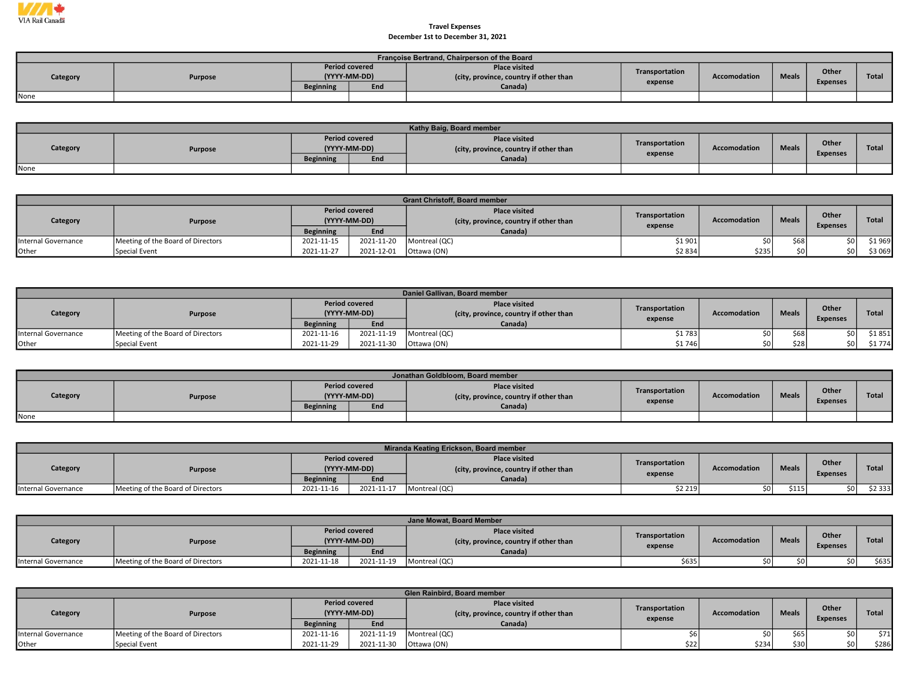VIA Rail Canada

**Travel Expenses**
**December 1st to December 31, 2021**

| Françoise Bertrand, Chairperson of the Board | | | | | | | | | |
|---|---|---|---|---|---|---|---|---|---|
| Category | Purpose | Period covered (YYYY-MM-DD) | | Place visited (city, province, country if other than Canada) | Transportation expense | Accomodation | Meals | Other Expenses | Total |
| | | Beginning | End | | | | | | |
| None | | | | | | | | | |

| Kathy Baig, Board member | | | | | | | | | |
|---|---|---|---|---|---|---|---|---|---|
| Category | Purpose | Period covered (YYYY-MM-DD) | | Place visited (city, province, country if other than Canada) | Transportation expense | Accomodation | Meals | Other Expenses | Total |
| | | Beginning | End | | | | | | |
| None | | | | | | | | | |

| Grant Christoff, Board member | | | | | | | | | |
|---|---|---|---|---|---|---|---|---|---|
| Category | Purpose | Period covered (YYYY-MM-DD) | | Place visited (city, province, country if other than Canada) | Transportation expense | Accomodation | Meals | Other Expenses | Total |
| | | Beginning | End | | | | | | |
| Internal Governance | Meeting of the Board of Directors | 2021-11-15 | 2021-11-20 | Montreal (QC) | $1 901 | $0 | $68 | $0 | $1 969 |
| Other | Special Event | 2021-11-27 | 2021-12-01 | Ottawa (ON) | $2 834 | $235 | $0 | $0 | $3 069 |

| Daniel Gallivan, Board member | | | | | | | | | |
|---|---|---|---|---|---|---|---|---|---|
| Category | Purpose | Period covered (YYYY-MM-DD) | | Place visited (city, province, country if other than Canada) | Transportation expense | Accomodation | Meals | Other Expenses | Total |
| | | Beginning | End | | | | | | |
| Internal Governance | Meeting of the Board of Directors | 2021-11-16 | 2021-11-19 | Montreal (QC) | $1 783 | $0 | $68 | $0 | $1 851 |
| Other | Special Event | 2021-11-29 | 2021-11-30 | Ottawa (ON) | $1 746 | $0 | $28 | $0 | $1 774 |

| Jonathan Goldbloom, Board member | | | | | | | | | |
|---|---|---|---|---|---|---|---|---|---|
| Category | Purpose | Period covered (YYYY-MM-DD) | | Place visited (city, province, country if other than Canada) | Transportation expense | Accomodation | Meals | Other Expenses | Total |
| | | Beginning | End | | | | | | |
| None | | | | | | | | | |

| Miranda Keating Erickson, Board member | | | | | | | | | |
|---|---|---|---|---|---|---|---|---|---|
| Category | Purpose | Period covered (YYYY-MM-DD) | | Place visited (city, province, country if other than Canada) | Transportation expense | Accomodation | Meals | Other Expenses | Total |
| | | Beginning | End | | | | | | |
| Internal Governance | Meeting of the Board of Directors | 2021-11-16 | 2021-11-17 | Montreal (QC) | $2 219 | $0 | $115 | $0 | $2 333 |

| Jane Mowat, Board Member | | | | | | | | | |
|---|---|---|---|---|---|---|---|---|---|
| Category | Purpose | Period covered (YYYY-MM-DD) | | Place visited (city, province, country if other than Canada) | Transportation expense | Accomodation | Meals | Other Expenses | Total |
| | | Beginning | End | | | | | | |
| Internal Governance | Meeting of the Board of Directors | 2021-11-18 | 2021-11-19 | Montreal (QC) | $635 | $0 | $0 | $0 | $635 |

| Glen Rainbird, Board member | | | | | | | | | |
|---|---|---|---|---|---|---|---|---|---|
| Category | Purpose | Period covered (YYYY-MM-DD) | | Place visited (city, province, country if other than Canada) | Transportation expense | Accomodation | Meals | Other Expenses | Total |
| | | Beginning | End | | | | | | |
| Internal Governance | Meeting of the Board of Directors | 2021-11-16 | 2021-11-19 | Montreal (QC) | $6 | $0 | $65 | $0 | $71 |
| Other | Special Event | 2021-11-29 | 2021-11-30 | Ottawa (ON) | $22 | $234 | $30 | $0 | $286 |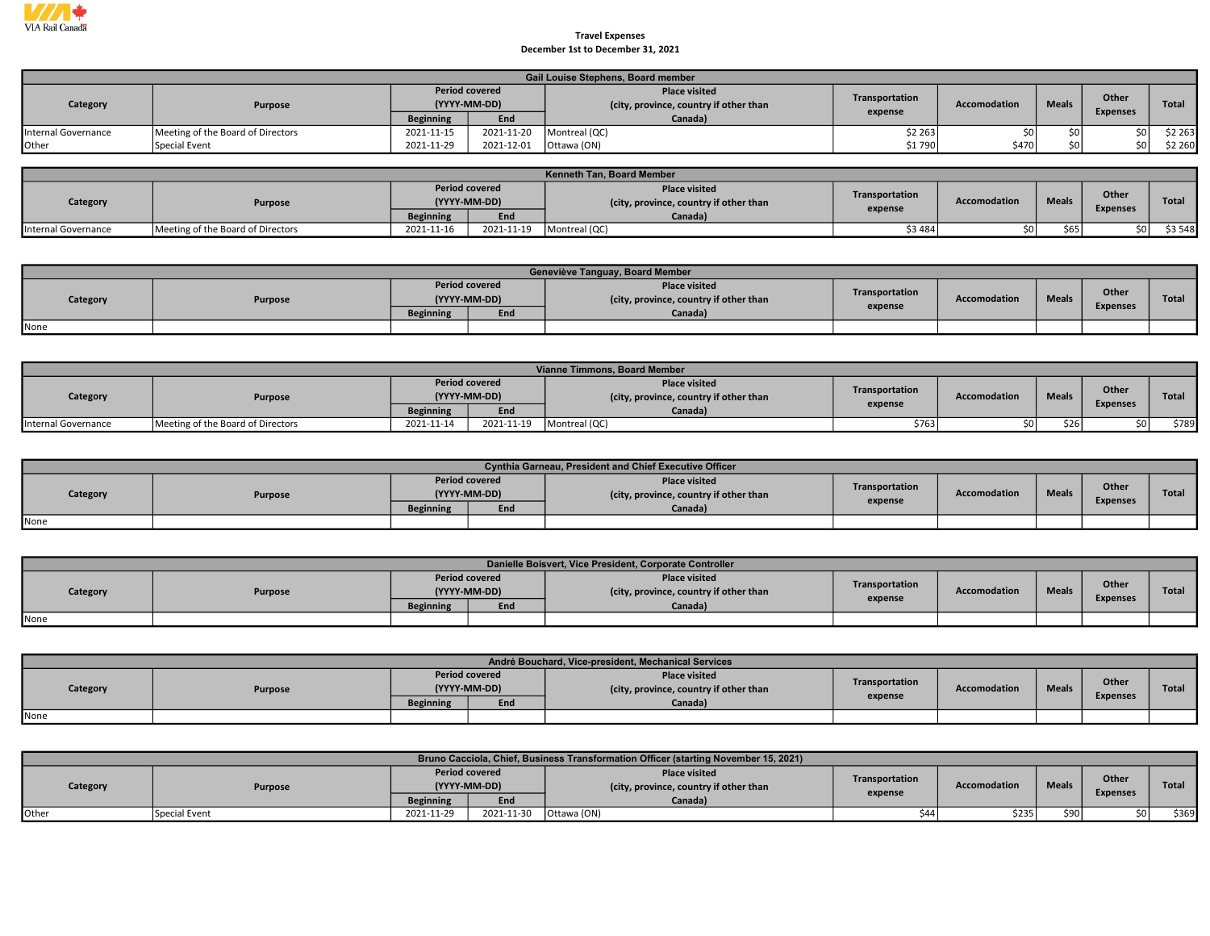VIA Rail Canada

**Travel Expenses**
**December 1st to December 31, 2021**

| Gail Louise Stephens, Board member | | | | | | | | | |
|---|---|---|---|---|---|---|---|---|---|
| Category | Purpose | Period covered (YYYY-MM-DD) | | Place visited (city, province, country if other than Canada) | Transportation expense | Accomodation | Meals | Other Expenses | Total |
| | | Beginning | End | | | | | | |
| Internal Governance | Meeting of the Board of Directors | 2021-11-15 | 2021-11-20 | Montreal (QC) | $2 263 | $0 | $0 | $0 | $2 263 |
| Other | Special Event | 2021-11-29 | 2021-12-01 | Ottawa (ON) | $1 790 | $470 | $0 | $0 | $2 260 |

| Kenneth Tan, Board Member | | | | | | | | | |
|---|---|---|---|---|---|---|---|---|---|
| Category | Purpose | Period covered (YYYY-MM-DD) | | Place visited (city, province, country if other than Canada) | Transportation expense | Accomodation | Meals | Other Expenses | Total |
| | | Beginning | End | | | | | | |
| Internal Governance | Meeting of the Board of Directors | 2021-11-16 | 2021-11-19 | Montreal (QC) | $3 484 | $0 | $65 | $0 | $3 548 |

| Geneviève Tanguay, Board Member | | | | | | | | | |
|---|---|---|---|---|---|---|---|---|---|
| Category | Purpose | Period covered (YYYY-MM-DD) | | Place visited (city, province, country if other than Canada) | Transportation expense | Accomodation | Meals | Other Expenses | Total |
| | | Beginning | End | | | | | | |
| None | | | | | | | | | |

| Vianne Timmons, Board Member | | | | | | | | | |
|---|---|---|---|---|---|---|---|---|---|
| Category | Purpose | Period covered (YYYY-MM-DD) | | Place visited (city, province, country if other than Canada) | Transportation expense | Accomodation | Meals | Other Expenses | Total |
| | | Beginning | End | | | | | | |
| Internal Governance | Meeting of the Board of Directors | 2021-11-14 | 2021-11-19 | Montreal (QC) | $763 | $0 | $26 | $0 | $789 |

| Cynthia Garneau, President and Chief Executive Officer | | | | | | | | | |
|---|---|---|---|---|---|---|---|---|---|
| Category | Purpose | Period covered (YYYY-MM-DD) | | Place visited (city, province, country if other than Canada) | Transportation expense | Accomodation | Meals | Other Expenses | Total |
| | | Beginning | End | | | | | | |
| None | | | | | | | | | |

| Danielle Boisvert, Vice President, Corporate Controller | | | | | | | | | |
|---|---|---|---|---|---|---|---|---|---|
| Category | Purpose | Period covered (YYYY-MM-DD) | | Place visited (city, province, country if other than Canada) | Transportation expense | Accomodation | Meals | Other Expenses | Total |
| | | Beginning | End | | | | | | |
| None | | | | | | | | | |

| André Bouchard, Vice-president, Mechanical Services | | | | | | | | | |
|---|---|---|---|---|---|---|---|---|---|
| Category | Purpose | Period covered (YYYY-MM-DD) | | Place visited (city, province, country if other than Canada) | Transportation expense | Accomodation | Meals | Other Expenses | Total |
| | | Beginning | End | | | | | | |
| None | | | | | | | | | |

| Bruno Cacciola, Chief, Business Transformation Officer (starting November 15, 2021) | | | | | | | | | |
|---|---|---|---|---|---|---|---|---|---|
| Category | Purpose | Period covered (YYYY-MM-DD) | | Place visited (city, province, country if other than Canada) | Transportation expense | Accomodation | Meals | Other Expenses | Total |
| | | Beginning | End | | | | | | |
| Other | Special Event | 2021-11-29 | 2021-11-30 | Ottawa (ON) | $44 | $235 | $90 | $0 | $369 |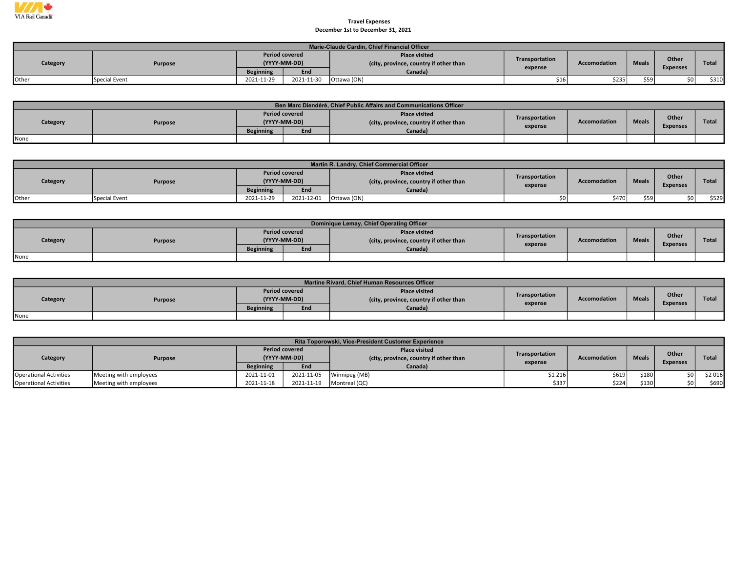VIA Rail Canada

**Travel Expenses**
**December 1st to December 31, 2021**

| Marie-Claude Cardin, Chief Financial Officer | | | | | | | | | |
|---|---|---|---|---|---|---|---|---|---|
| Category | Purpose | Period covered (YYYY-MM-DD) | | Place visited (city, province, country if other than Canada) | Transportation expense | Accomodation | Meals | Other Expenses | Total |
| | | Beginning | End | | | | | | |
| Other | Special Event | 2021-11-29 | 2021-11-30 | Ottawa (ON) | $16 | $235 | $59 | $0 | $310 |

| Ben Marc Diendéré, Chief Public Affairs and Communications Officer | | | | | | | | | |
|---|---|---|---|---|---|---|---|---|---|
| Category | Purpose | Period covered (YYYY-MM-DD) | | Place visited (city, province, country if other than Canada) | Transportation expense | Accomodation | Meals | Other Expenses | Total |
| | | Beginning | End | | | | | | |
| None | | | | | | | | | |

| Martin R. Landry, Chief Commercial Officer | | | | | | | | | |
|---|---|---|---|---|---|---|---|---|---|
| Category | Purpose | Period covered (YYYY-MM-DD) | | Place visited (city, province, country if other than Canada) | Transportation expense | Accomodation | Meals | Other Expenses | Total |
| | | Beginning | End | | | | | | |
| Other | Special Event | 2021-11-29 | 2021-12-01 | Ottawa (ON) | $0 | $470 | $59 | $0 | $529 |

| Dominique Lemay, Chief Operating Officer | | | | | | | | | |
|---|---|---|---|---|---|---|---|---|---|
| Category | Purpose | Period covered (YYYY-MM-DD) | | Place visited (city, province, country if other than Canada) | Transportation expense | Accomodation | Meals | Other Expenses | Total |
| | | Beginning | End | | | | | | |
| None | | | | | | | | | |

| Martine Rivard, Chief Human Resources Officer | | | | | | | | | |
|---|---|---|---|---|---|---|---|---|---|
| Category | Purpose | Period covered (YYYY-MM-DD) | | Place visited (city, province, country if other than Canada) | Transportation expense | Accomodation | Meals | Other Expenses | Total |
| | | Beginning | End | | | | | | |
| None | | | | | | | | | |

| Rita Toporowski, Vice-President Customer Experience | | | | | | | | | |
|---|---|---|---|---|---|---|---|---|---|
| Category | Purpose | Period covered (YYYY-MM-DD) | | Place visited (city, province, country if other than Canada) | Transportation expense | Accomodation | Meals | Other Expenses | Total |
| | | Beginning | End | | | | | | |
| Operational Activities | Meeting with employees | 2021-11-01 | 2021-11-05 | Winnipeg (MB) | $1 216 | $619 | $180 | $0 | $2 016 |
| Operational Activities | Meeting with employees | 2021-11-18 | 2021-11-19 | Montreal (QC) | $337 | $224 | $130 | $0 | $690 |